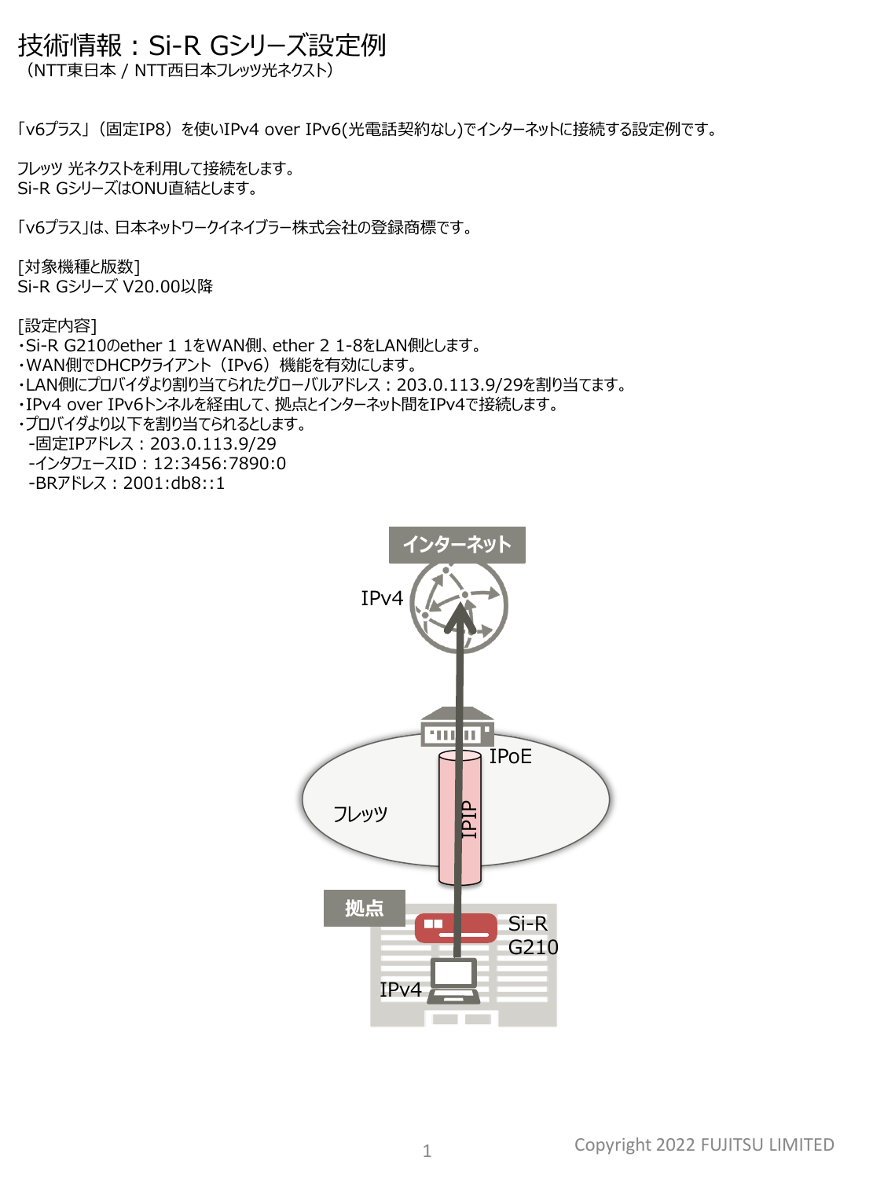# 技術情報：Si-R Gシリーズ設定例

（NTT東日本 / NTT西日本フレッツ光ネクスト）

「v6プラス」（固定IP8）を使いIPv4 over IPv6(光電話契約なし)でインターネットに接続する設定例です。

フレッツ 光ネクストを利用して接続をします。
Si-R GシリーズはONU直結とします。

「v6プラス」は、日本ネットワークイネイブラー株式会社の登録商標です。

[対象機種と版数]
Si-R Gシリーズ V20.00以降

[設定内容]
・Si-R G210のether 1 1をWAN側、ether 2 1-8をLAN側とします。
・WAN側でDHCPクライアント（IPv6）機能を有効にします。
・LAN側にプロバイダより割り当てられたグローバルアドレス：203.0.113.9/29を割り当てます。
・IPv4 over IPv6トンネルを経由して、拠点とインターネット間をIPv4で接続します。
・プロバイダより以下を割り当てられるとします。
  -固定IPアドレス：203.0.113.9/29
  -インタフェースID：12:3456:7890:0
  -BRアドレス：2001:db8::1

インターネット
IPv4
IPoE
フレッツ
IPIP
拠点
Si-R G210
IPv4

Copyright 2022 FUJITSU LIMITED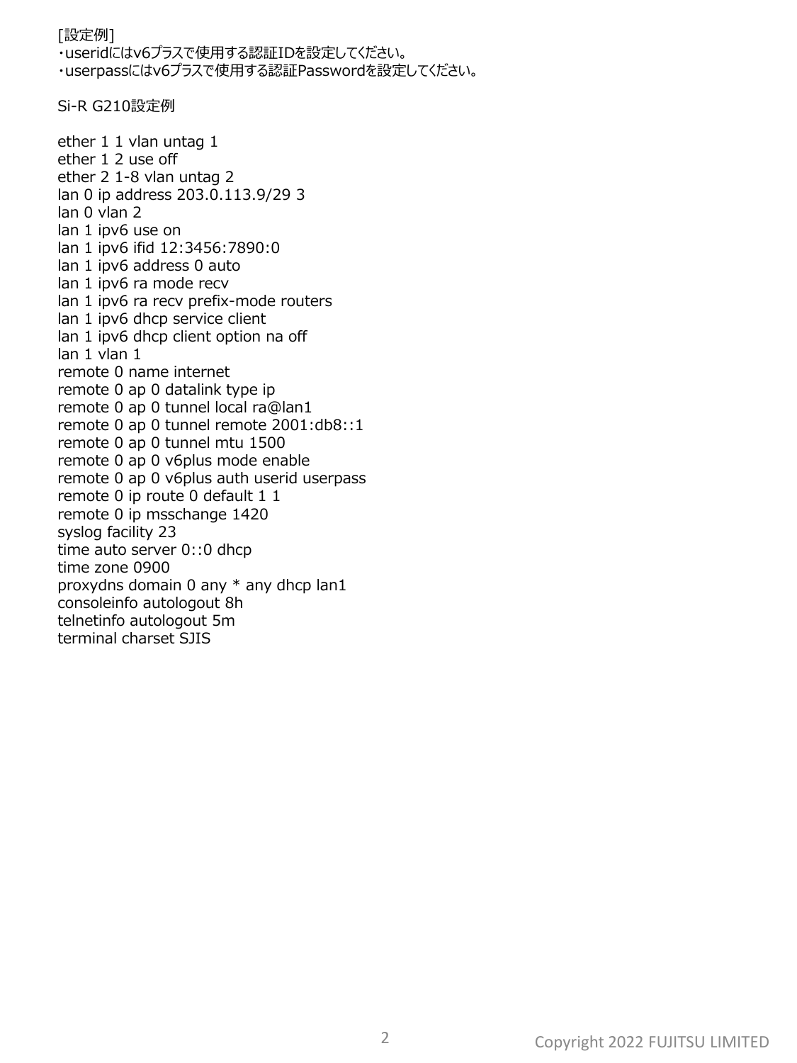[設定例]
・useridにはv6プラスで使用する認証IDを設定してください。
・userpassにはv6プラスで使用する認証Passwordを設定してください。

Si-R G210設定例

```
ether 1 1 vlan untag 1
ether 1 2 use off
ether 2 1-8 vlan untag 2
lan 0 ip address 203.0.113.9/29 3
lan 0 vlan 2
lan 1 ipv6 use on
lan 1 ipv6 ifid 12:3456:7890:0
lan 1 ipv6 address 0 auto
lan 1 ipv6 ra mode recv
lan 1 ipv6 ra recv prefix-mode routers
lan 1 ipv6 dhcp service client
lan 1 ipv6 dhcp client option na off
lan 1 vlan 1
remote 0 name internet
remote 0 ap 0 datalink type ip
remote 0 ap 0 tunnel local ra@lan1
remote 0 ap 0 tunnel remote 2001:db8::1
remote 0 ap 0 tunnel mtu 1500
remote 0 ap 0 v6plus mode enable
remote 0 ap 0 v6plus auth userid userpass
remote 0 ip route 0 default 1 1
remote 0 ip msschange 1420
syslog facility 23
time auto server 0::0 dhcp
time zone 0900
proxydns domain 0 any * any dhcp lan1
consoleinfo autologout 8h
telnetinfo autologout 5m
terminal charset SJIS
```

Copyright 2022 FUJITSU LIMITED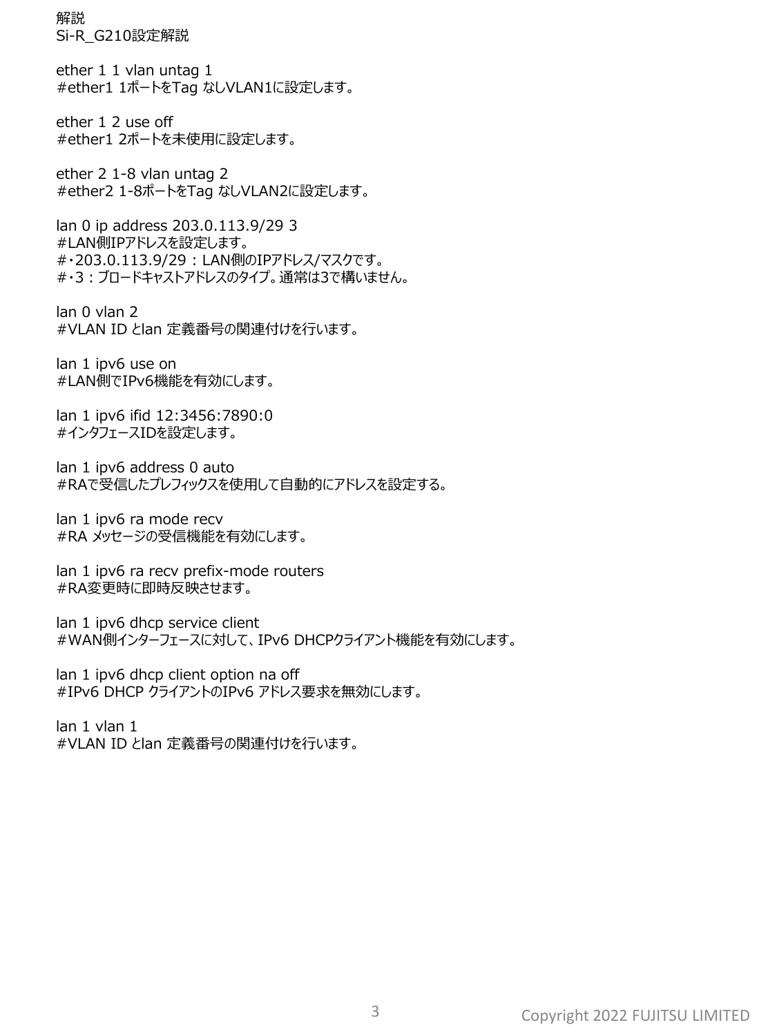解説
Si-R_G210設定解説

ether 1 1 vlan untag 1
#ether1 1ポートをTag なしVLAN1に設定します。

ether 1 2 use off
#ether1 2ポートを未使用に設定します。

ether 2 1-8 vlan untag 2
#ether2 1-8ポートをTag なしVLAN2に設定します。

lan 0 ip address 203.0.113.9/29 3
#LAN側IPアドレスを設定します。
#・203.0.113.9/29：LAN側のIPアドレス/マスクです。
#・3：ブロードキャストアドレスのタイプ。通常は3で構いません。

lan 0 vlan 2
#VLAN ID とlan 定義番号の関連付けを行います。

lan 1 ipv6 use on
#LAN側でIPv6機能を有効にします。

lan 1 ipv6 ifid 12:3456:7890:0
#インタフェースIDを設定します。

lan 1 ipv6 address 0 auto
#RAで受信したプレフィックスを使用して自動的にアドレスを設定する。

lan 1 ipv6 ra mode recv
#RA メッセージの受信機能を有効にします。

lan 1 ipv6 ra recv prefix-mode routers
#RA変更時に即時反映させます。

lan 1 ipv6 dhcp service client
#WAN側インターフェースに対して、IPv6 DHCPクライアント機能を有効にします。

lan 1 ipv6 dhcp client option na off
#IPv6 DHCP クライアントのIPv6 アドレス要求を無効にします。

lan 1 vlan 1
#VLAN ID とlan 定義番号の関連付けを行います。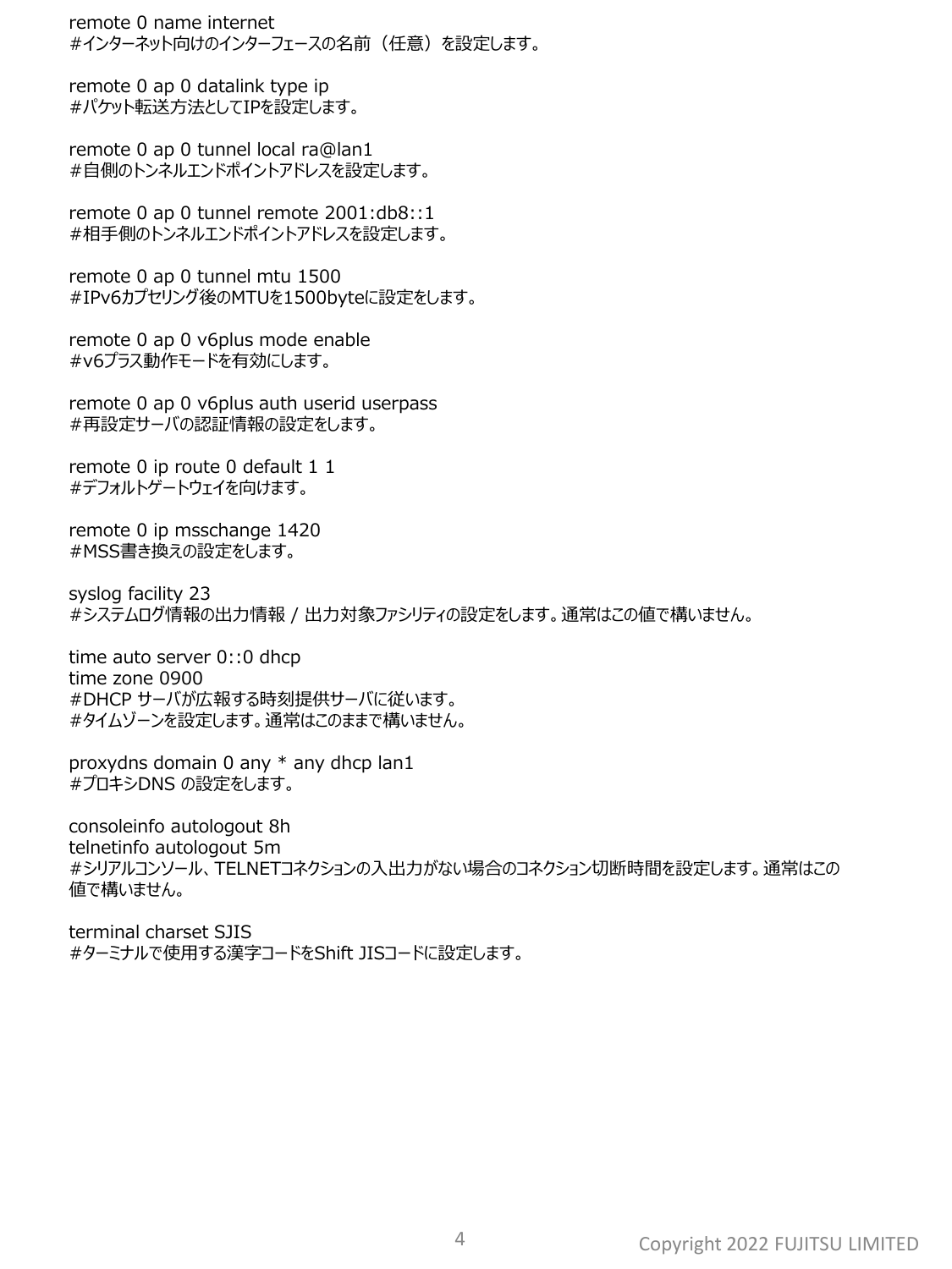remote 0 name internet
#インターネット向けのインターフェースの名前（任意）を設定します。

remote 0 ap 0 datalink type ip
#パケット転送方法としてIPを設定します。

remote 0 ap 0 tunnel local ra@lan1
#自側のトンネルエンドポイントアドレスを設定します。

remote 0 ap 0 tunnel remote 2001:db8::1
#相手側のトンネルエンドポイントアドレスを設定します。

remote 0 ap 0 tunnel mtu 1500
#IPv6カプセリング後のMTUを1500byteに設定をします。

remote 0 ap 0 v6plus mode enable
#v6プラス動作モードを有効にします。

remote 0 ap 0 v6plus auth userid userpass
#再設定サーバの認証情報の設定をします。

remote 0 ip route 0 default 1 1
#デフォルトゲートウェイを向けます。

remote 0 ip msschange 1420
#MSS書き換えの設定をします。

syslog facility 23
#システムログ情報の出力情報 / 出力対象ファシリティの設定をします。通常はこの値で構いません。

time auto server 0::0 dhcp
time zone 0900
#DHCP サーバが広報する時刻提供サーバに従います。
#タイムゾーンを設定します。通常はこのままで構いません。

proxydns domain 0 any * any dhcp lan1
#プロキシDNS の設定をします。

consoleinfo autologout 8h
telnetinfo autologout 5m
#シリアルコンソール、TELNETコネクションの入出力がない場合のコネクション切断時間を設定します。通常はこの値で構いません。

terminal charset SJIS
#ターミナルで使用する漢字コードをShift JISコードに設定します。

Copyright 2022 FUJITSU LIMITED